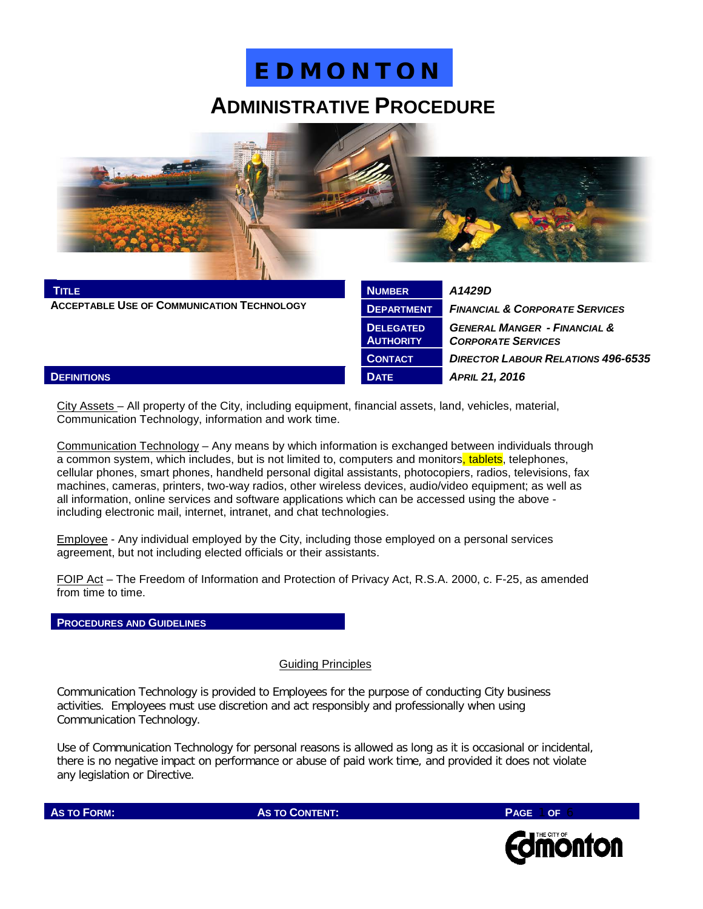# EDMONTON

## ADMINISTRATIVE PROCEDURE

| TITLE | | |
|---|---|---|
| ACCEPTABLE USE OF COMMUNICATION TECHNOLOGY | NUMBER | *A1429D* |
| | DEPARTMENT | *FINANCIAL & CORPORATE SERVICES* |
| | DELEGATED AUTHORITY | *GENERAL MANGER - FINANCIAL & CORPORATE SERVICES* |
| | CONTACT | *DIRECTOR LABOUR RELATIONS 496-6535* |
| | DATE | *APRIL 21, 2016* |

### DEFINITIONS

City Assets – All property of the City, including equipment, financial assets, land, vehicles, material, Communication Technology, information and work time.

Communication Technology – Any means by which information is exchanged between individuals through a common system, which includes, but is not limited to, computers and monitors, tablets, telephones, cellular phones, smart phones, handheld personal digital assistants, photocopiers, radios, televisions, fax machines, cameras, printers, two-way radios, other wireless devices, audio/video equipment; as well as all information, online services and software applications which can be accessed using the above - including electronic mail, internet, intranet, and chat technologies.

Employee - Any individual employed by the City, including those employed on a personal services agreement, but not including elected officials or their assistants.

FOIP Act – The Freedom of Information and Protection of Privacy Act, R.S.A. 2000, c. F-25, as amended from time to time.

### PROCEDURES AND GUIDELINES

#### Guiding Principles

Communication Technology is provided to Employees for the purpose of conducting City business activities. Employees must use discretion and act responsibly and professionally when using Communication Technology.

Use of Communication Technology for personal reasons is allowed as long as it is occasional or incidental, there is no negative impact on performance or abuse of paid work time, and provided it does not violate any legislation or Directive.

AS TO FORM: AS TO CONTENT: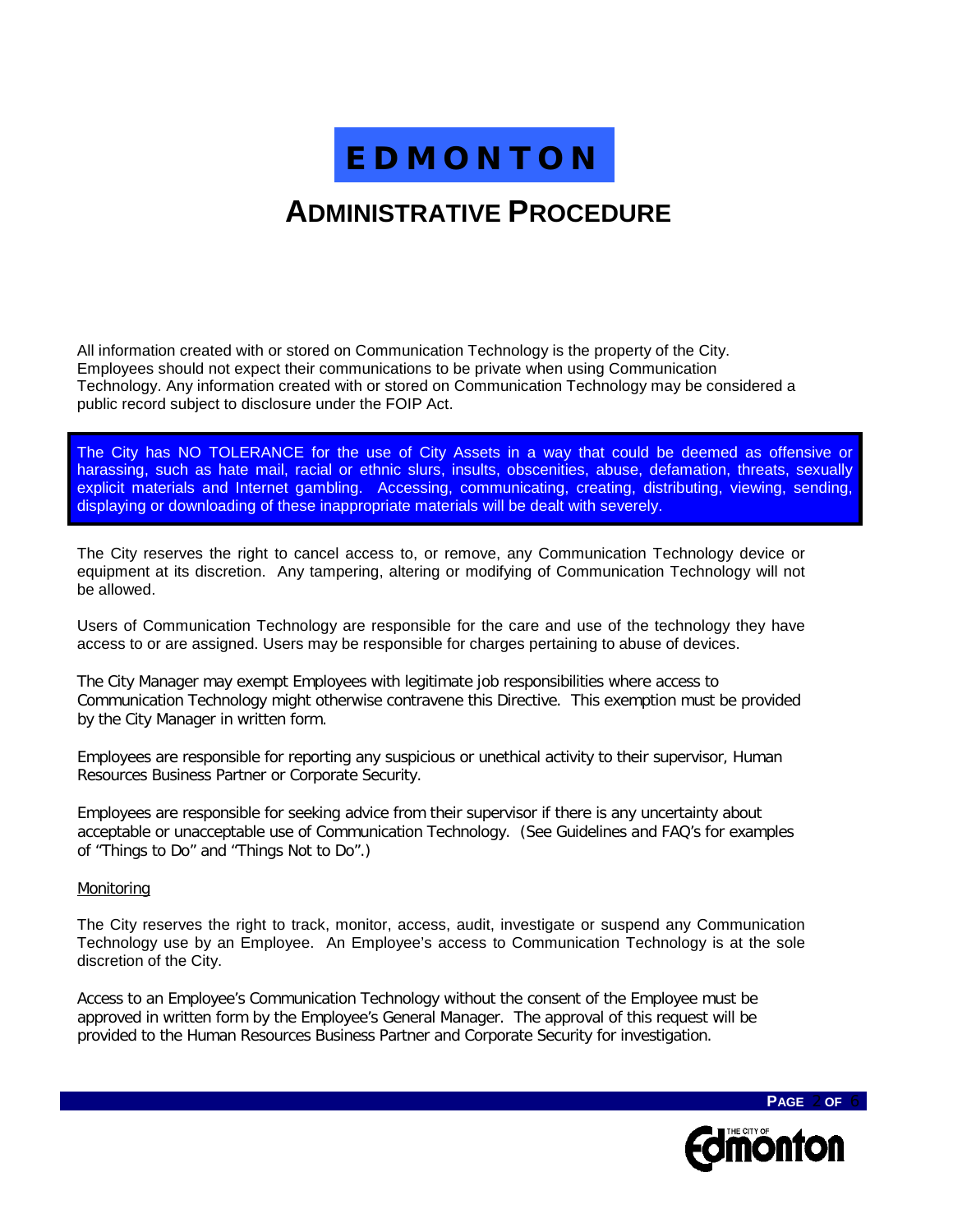All information created with or stored on Communication Technology is the property of the City. Employees should not expect their communications to be private when using Communication Technology. Any information created with or stored on Communication Technology may be considered a public record subject to disclosure under the FOIP Act.

The City has NO TOLERANCE for the use of City Assets in a way that could be deemed as offensive or harassing, such as hate mail, racial or ethnic slurs, insults, obscenities, abuse, defamation, threats, sexually explicit materials and Internet gambling. Accessing, communicating, creating, distributing, viewing, sending, displaying or downloading of these inappropriate materials will be dealt with severely.

The City reserves the right to cancel access to, or remove, any Communication Technology device or equipment at its discretion. Any tampering, altering or modifying of Communication Technology will not be allowed.

Users of Communication Technology are responsible for the care and use of the technology they have access to or are assigned. Users may be responsible for charges pertaining to abuse of devices.

The City Manager may exempt Employees with legitimate job responsibilities where access to Communication Technology might otherwise contravene this Directive. This exemption must be provided by the City Manager in written form.

Employees are responsible for reporting any suspicious or unethical activity to their supervisor, Human Resources Business Partner or Corporate Security.

Employees are responsible for seeking advice from their supervisor if there is any uncertainty about acceptable or unacceptable use of Communication Technology. (See Guidelines and FAQ's for examples of "Things to Do" and "Things Not to Do".)

Monitoring

The City reserves the right to track, monitor, access, audit, investigate or suspend any Communication Technology use by an Employee. An Employee's access to Communication Technology is at the sole discretion of the City.

Access to an Employee's Communication Technology without the consent of the Employee must be approved in written form by the Employee's General Manager. The approval of this request will be provided to the Human Resources Business Partner and Corporate Security for investigation.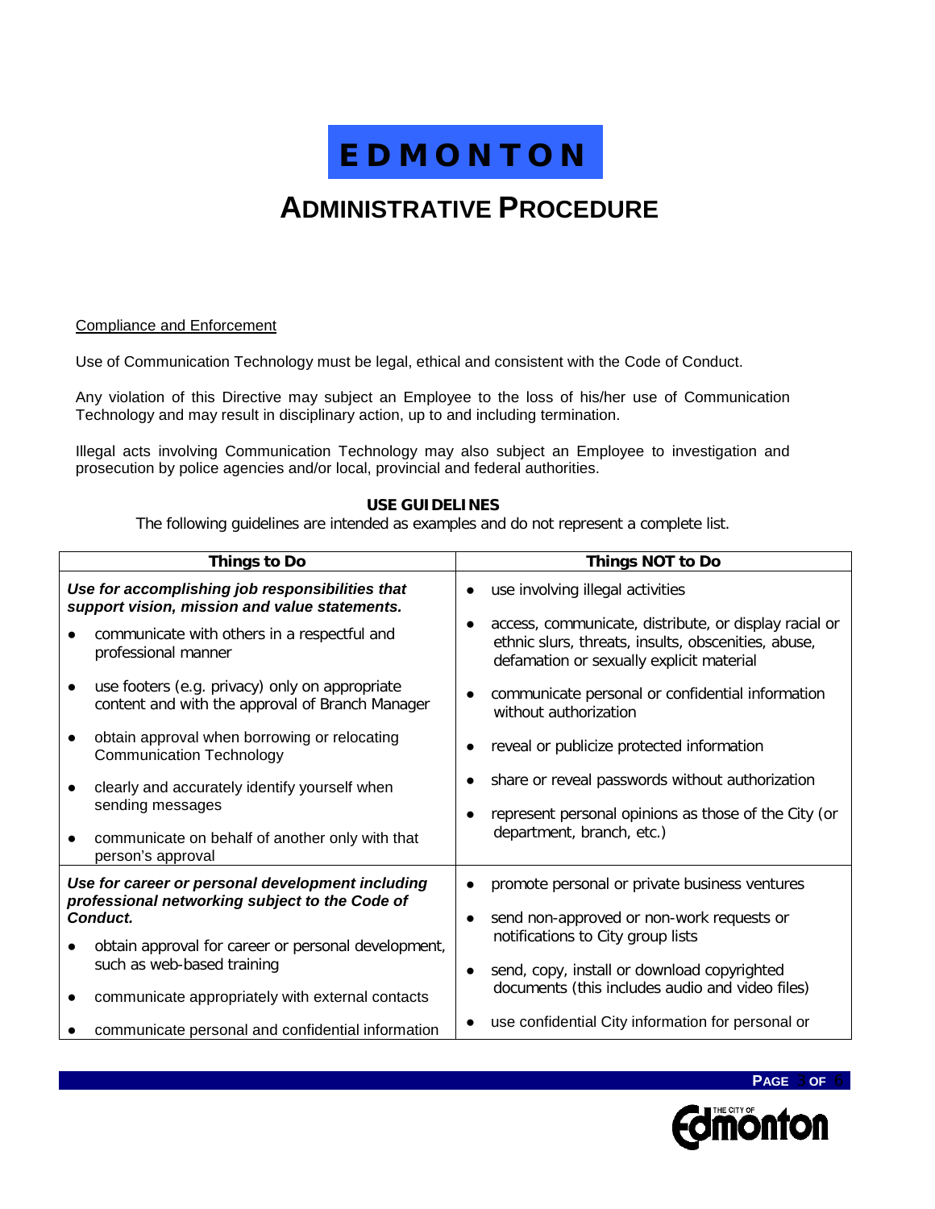Compliance and Enforcement

Use of Communication Technology must be legal, ethical and consistent with the Code of Conduct.

Any violation of this Directive may subject an Employee to the loss of his/her use of Communication Technology and may result in disciplinary action, up to and including termination.

Illegal acts involving Communication Technology may also subject an Employee to investigation and prosecution by police agencies and/or local, provincial and federal authorities.

**USE GUIDELINES**

The following guidelines are intended as examples and do not represent a complete list.

| Things to Do | Things NOT to Do |
|---|---|
| ***Use for accomplishing job responsibilities that support vision, mission and value statements.*** <br>● communicate with others in a respectful and professional manner <br>● use footers (e.g. privacy) only on appropriate content and with the approval of Branch Manager <br>● obtain approval when borrowing or relocating Communication Technology <br>● clearly and accurately identify yourself when sending messages <br>● communicate on behalf of another only with that person's approval | ● use involving illegal activities <br>● access, communicate, distribute, or display racial or ethnic slurs, threats, insults, obscenities, abuse, defamation or sexually explicit material <br>● communicate personal or confidential information without authorization <br>● reveal or publicize protected information <br>● share or reveal passwords without authorization <br>● represent personal opinions as those of the City (or department, branch, etc.) |
| ***Use for career or personal development including professional networking subject to the Code of Conduct.*** <br>● obtain approval for career or personal development, such as web-based training <br>● communicate appropriately with external contacts <br>● communicate personal and confidential information | ● promote personal or private business ventures <br>● send non-approved or non-work requests or notifications to City group lists <br>● send, copy, install or download copyrighted documents (this includes audio and video files) <br>● use confidential City information for personal or |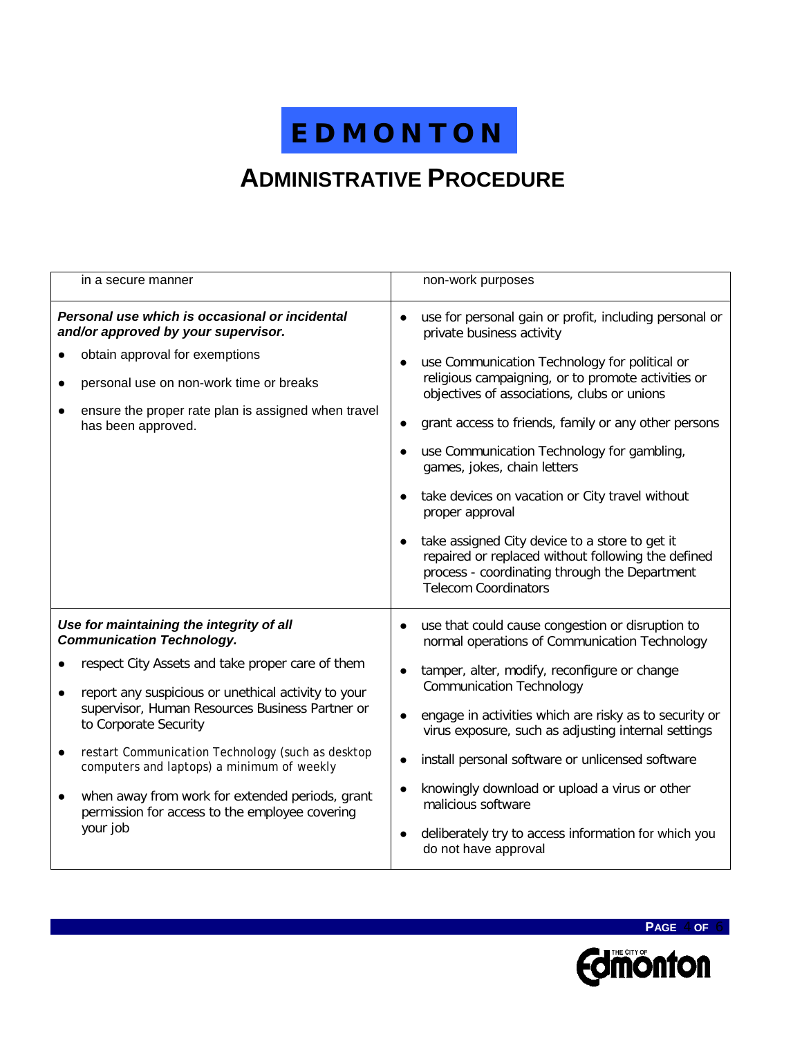# EDMONTON

## ADMINISTRATIVE PROCEDURE

| | |
|---|---|
| in a secure manner | non-work purposes |
| ***Personal use which is occasional or incidental and/or approved by your supervisor.*** <br>• obtain approval for exemptions <br>• personal use on non-work time or breaks <br>• ensure the proper rate plan is assigned when travel has been approved. | • use for personal gain or profit, including personal or private business activity <br>• use Communication Technology for political or religious campaigning, or to promote activities or objectives of associations, clubs or unions <br>• grant access to friends, family or any other persons <br>• use Communication Technology for gambling, games, jokes, chain letters <br>• take devices on vacation or City travel without proper approval <br>• take assigned City device to a store to get it repaired or replaced without following the defined process - coordinating through the Department Telecom Coordinators |
| ***Use for maintaining the integrity of all Communication Technology.*** <br>• respect City Assets and take proper care of them <br>• report any suspicious or unethical activity to your supervisor, Human Resources Business Partner or to Corporate Security <br>• restart Communication Technology (such as desktop computers and laptops) a minimum of weekly <br>• when away from work for extended periods, grant permission for access to the employee covering your job | • use that could cause congestion or disruption to normal operations of Communication Technology <br>• tamper, alter, modify, reconfigure or change Communication Technology <br>• engage in activities which are risky as to security or virus exposure, such as adjusting internal settings <br>• install personal software or unlicensed software <br>• knowingly download or upload a virus or other malicious software <br>• deliberately try to access information for which you do not have approval |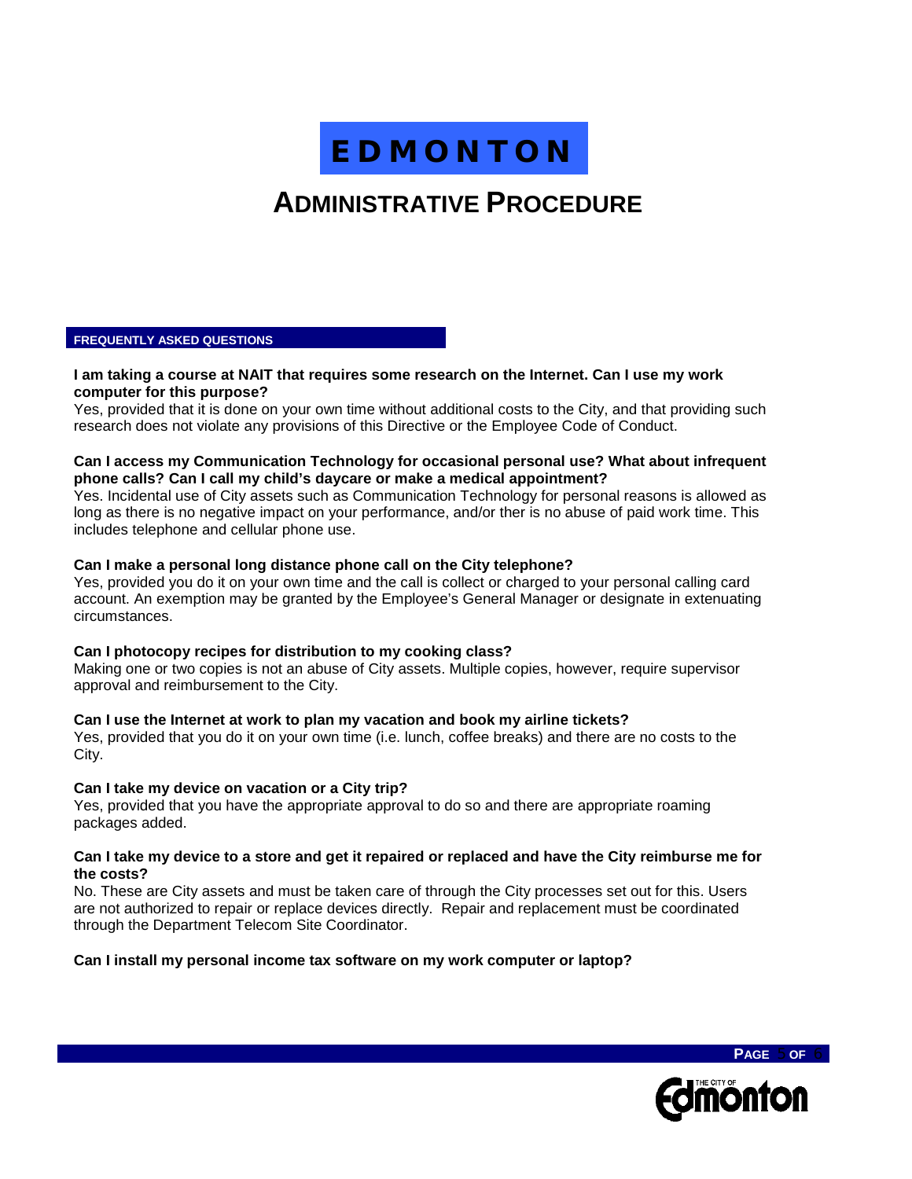## FREQUENTLY ASKED QUESTIONS

**I am taking a course at NAIT that requires some research on the Internet. Can I use my work computer for this purpose?**

Yes, provided that it is done on your own time without additional costs to the City, and that providing such research does not violate any provisions of this Directive or the Employee Code of Conduct.

**Can I access my Communication Technology for occasional personal use? What about infrequent phone calls? Can I call my child's daycare or make a medical appointment?**

Yes. Incidental use of City assets such as Communication Technology for personal reasons is allowed as long as there is no negative impact on your performance, and/or ther is no abuse of paid work time. This includes telephone and cellular phone use.

**Can I make a personal long distance phone call on the City telephone?**

Yes, provided you do it on your own time and the call is collect or charged to your personal calling card account. An exemption may be granted by the Employee's General Manager or designate in extenuating circumstances.

**Can I photocopy recipes for distribution to my cooking class?**

Making one or two copies is not an abuse of City assets. Multiple copies, however, require supervisor approval and reimbursement to the City.

**Can I use the Internet at work to plan my vacation and book my airline tickets?**

Yes, provided that you do it on your own time (i.e. lunch, coffee breaks) and there are no costs to the City.

**Can I take my device on vacation or a City trip?**

Yes, provided that you have the appropriate approval to do so and there are appropriate roaming packages added.

**Can I take my device to a store and get it repaired or replaced and have the City reimburse me for the costs?**

No. These are City assets and must be taken care of through the City processes set out for this. Users are not authorized to repair or replace devices directly. Repair and replacement must be coordinated through the Department Telecom Site Coordinator.

**Can I install my personal income tax software on my work computer or laptop?**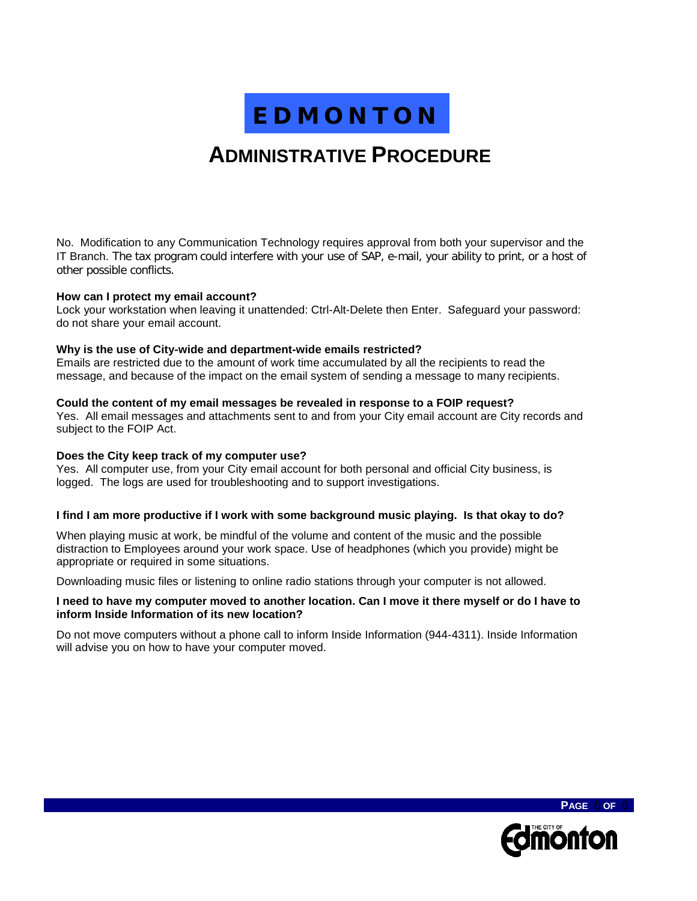No. Modification to any Communication Technology requires approval from both your supervisor and the IT Branch. The tax program could interfere with your use of SAP, e-mail, your ability to print, or a host of other possible conflicts.

**How can I protect my email account?**
Lock your workstation when leaving it unattended: Ctrl-Alt-Delete then Enter. Safeguard your password: do not share your email account.

**Why is the use of City-wide and department-wide emails restricted?**
Emails are restricted due to the amount of work time accumulated by all the recipients to read the message, and because of the impact on the email system of sending a message to many recipients.

**Could the content of my email messages be revealed in response to a FOIP request?**
Yes. All email messages and attachments sent to and from your City email account are City records and subject to the FOIP Act.

**Does the City keep track of my computer use?**
Yes. All computer use, from your City email account for both personal and official City business, is logged. The logs are used for troubleshooting and to support investigations.

**I find I am more productive if I work with some background music playing. Is that okay to do?**

When playing music at work, be mindful of the volume and content of the music and the possible distraction to Employees around your work space. Use of headphones (which you provide) might be appropriate or required in some situations.

Downloading music files or listening to online radio stations through your computer is not allowed.

**I need to have my computer moved to another location. Can I move it there myself or do I have to inform Inside Information of its new location?**

Do not move computers without a phone call to inform Inside Information (944-4311). Inside Information will advise you on how to have your computer moved.